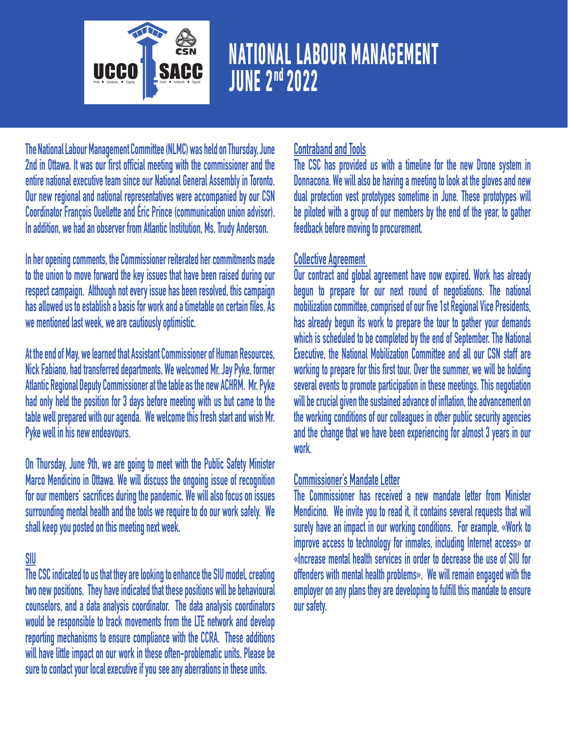# NATIONAL LABOUR MANAGEMENT

## JUNE 2nd 2022

The National Labour Management Committee (NLMC) was held on Thursday, June 2nd in Ottawa. It was our first official meeting with the commissioner and the entire national executive team since our National General Assembly in Toronto. Our new regional and national representatives were accompanied by our CSN Coordinator François Ouellette and Éric Prince (communication union advisor). In addition, we had an observer from Atlantic Institution, Ms. Trudy Anderson.

In her opening comments, the Commissioner reiterated her commitments made to the union to move forward the key issues that have been raised during our respect campaign. Although not every issue has been resolved, this campaign has allowed us to establish a basis for work and a timetable on certain files. As we mentioned last week, we are cautiously optimistic.

At the end of May, we learned that Assistant Commissioner of Human Resources, Nick Fabiano, had transferred departments. We welcomed Mr. Jay Pyke, former Atlantic Regional Deputy Commissioner at the table as the new ACHRM. Mr. Pyke had only held the position for 3 days before meeting with us but came to the table well prepared with our agenda. We welcome this fresh start and wish Mr. Pyke well in his new endeavours.

On Thursday, June 9th, we are going to meet with the Public Safety Minister Marco Mendicino in Ottawa. We will discuss the ongoing issue of recognition for our members' sacrifices during the pandemic. We will also focus on issues surrounding mental health and the tools we require to do our work safely. We shall keep you posted on this meeting next week.

### SIU

The CSC indicated to us that they are looking to enhance the SIU model, creating two new positions. They have indicated that these positions will be behavioural counselors, and a data analysis coordinator. The data analysis coordinators would be responsible to track movements from the LTE network and develop reporting mechanisms to ensure compliance with the CCRA. These additions will have little impact on our work in these often-problematic units. Please be sure to contact your local executive if you see any aberrations in these units.

### Contraband and Tools

The CSC has provided us with a timeline for the new Drone system in Donnacona. We will also be having a meeting to look at the gloves and new dual protection vest prototypes sometime in June. These prototypes will be piloted with a group of our members by the end of the year, to gather feedback before moving to procurement.

### Collective Agreement

Our contract and global agreement have now expired. Work has already begun to prepare for our next round of negotiations. The national mobilization committee, comprised of our five 1st Regional Vice Presidents, has already begun its work to prepare the tour to gather your demands which is scheduled to be completed by the end of September. The National Executive, the National Mobilization Committee and all our CSN staff are working to prepare for this first tour. Over the summer, we will be holding several events to promote participation in these meetings. This negotiation will be crucial given the sustained advance of inflation, the advancement on the working conditions of our colleagues in other public security agencies and the change that we have been experiencing for almost 3 years in our work.

### Commissioner's Mandate Letter

The Commissioner has received a new mandate letter from Minister Mendicino. We invite you to read it, it contains several requests that will surely have an impact in our working conditions. For example, «Work to improve access to technology for inmates, including Internet access» or «Increase mental health services in order to decrease the use of SIU for offenders with mental health problems». We will remain engaged with the employer on any plans they are developing to fulfill this mandate to ensure our safety.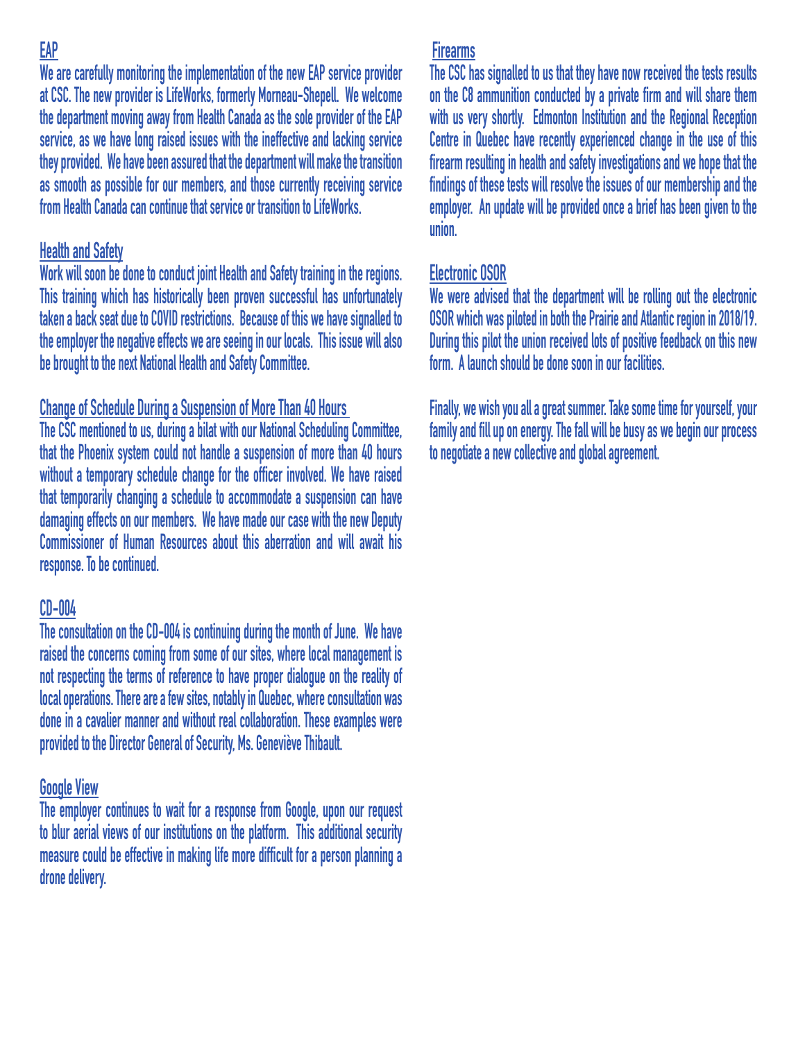## EAP

We are carefully monitoring the implementation of the new EAP service provider at CSC. The new provider is LifeWorks, formerly Morneau-Shepell. We welcome the department moving away from Health Canada as the sole provider of the EAP service, as we have long raised issues with the ineffective and lacking service they provided. We have been assured that the department will make the transition as smooth as possible for our members, and those currently receiving service from Health Canada can continue that service or transition to LifeWorks.

## Health and Safety

Work will soon be done to conduct joint Health and Safety training in the regions. This training which has historically been proven successful has unfortunately taken a back seat due to COVID restrictions. Because of this we have signalled to the employer the negative effects we are seeing in our locals. This issue will also be brought to the next National Health and Safety Committee.

## Change of Schedule During a Suspension of More Than 40 Hours

The CSC mentioned to us, during a bilat with our National Scheduling Committee, that the Phoenix system could not handle a suspension of more than 40 hours without a temporary schedule change for the officer involved. We have raised that temporarily changing a schedule to accommodate a suspension can have damaging effects on our members. We have made our case with the new Deputy Commissioner of Human Resources about this aberration and will await his response. To be continued.

## CD-004

The consultation on the CD-004 is continuing during the month of June. We have raised the concerns coming from some of our sites, where local management is not respecting the terms of reference to have proper dialogue on the reality of local operations. There are a few sites, notably in Quebec, where consultation was done in a cavalier manner and without real collaboration. These examples were provided to the Director General of Security, Ms. Geneviève Thibault.

## Google View

The employer continues to wait for a response from Google, upon our request to blur aerial views of our institutions on the platform. This additional security measure could be effective in making life more difficult for a person planning a drone delivery.

## Firearms

The CSC has signalled to us that they have now received the tests results on the C8 ammunition conducted by a private firm and will share them with us very shortly. Edmonton Institution and the Regional Reception Centre in Quebec have recently experienced change in the use of this firearm resulting in health and safety investigations and we hope that the findings of these tests will resolve the issues of our membership and the employer. An update will be provided once a brief has been given to the union.

## Electronic OSOR

We were advised that the department will be rolling out the electronic OSOR which was piloted in both the Prairie and Atlantic region in 2018/19. During this pilot the union received lots of positive feedback on this new form. A launch should be done soon in our facilities.

Finally, we wish you all a great summer. Take some time for yourself, your family and fill up on energy. The fall will be busy as we begin our process to negotiate a new collective and global agreement.